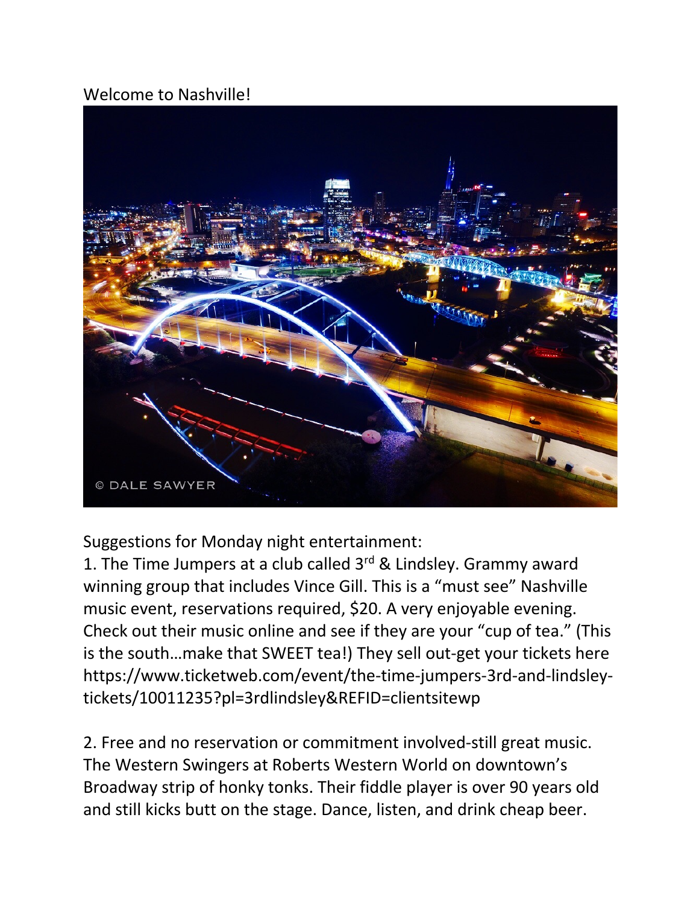Welcome to Nashville!

Suggestions for Monday night entertainment:

1. The Time Jumpers at a club called 3rd & Lindsley. Grammy award winning group that includes Vince Gill. This is a "must see" Nashville music event, reservations required, $20. A very enjoyable evening. Check out their music online and see if they are your "cup of tea." (This is the south…make that SWEET tea!) They sell out-get your tickets here https://www.ticketweb.com/event/the-time-jumpers-3rd-and-lindsley-tickets/10011235?pl=3rdlindsley&REFID=clientsitewp

2. Free and no reservation or commitment involved-still great music. The Western Swingers at Roberts Western World on downtown's Broadway strip of honky tonks. Their fiddle player is over 90 years old and still kicks butt on the stage. Dance, listen, and drink cheap beer.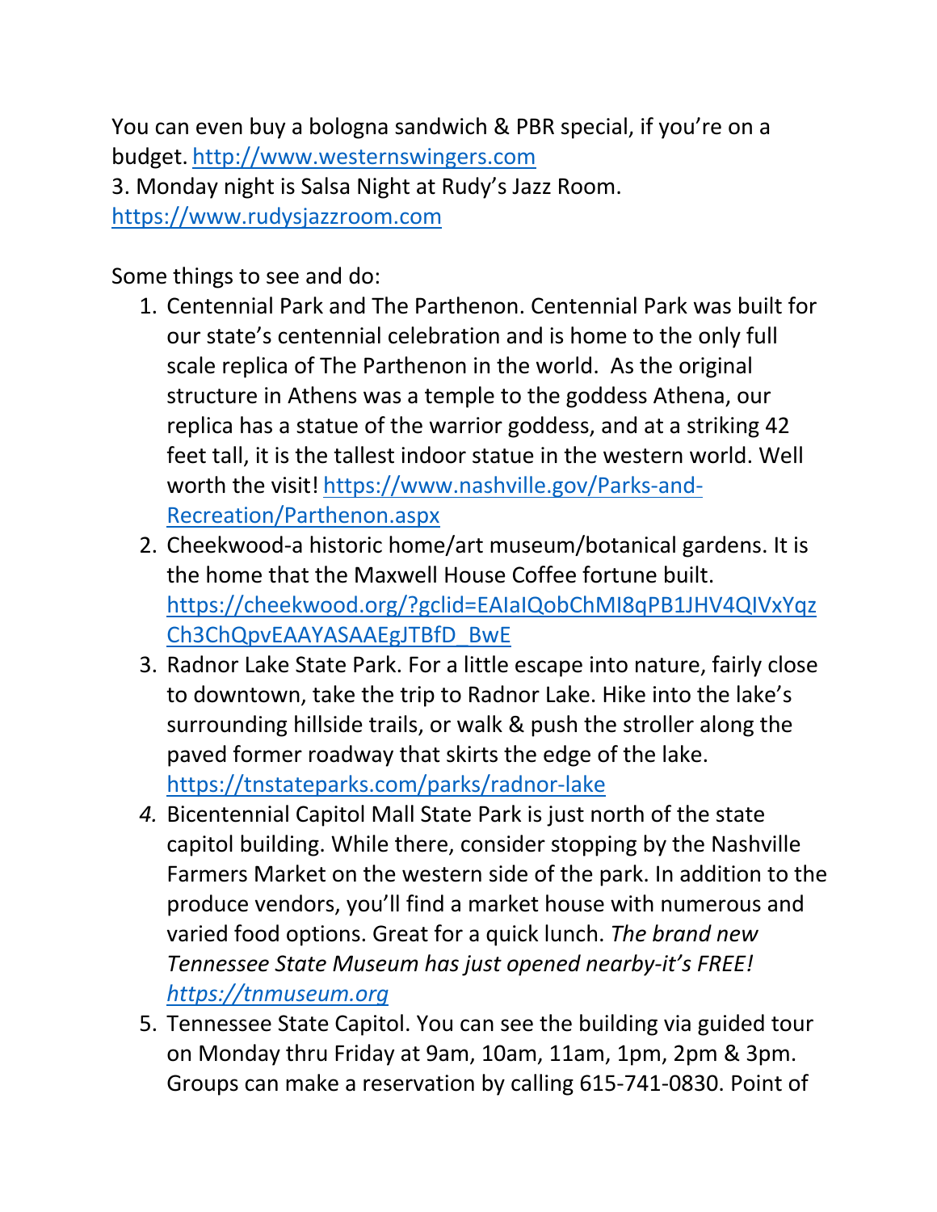You can even buy a bologna sandwich & PBR special, if you're on a budget. http://www.westernswingers.com
3. Monday night is Salsa Night at Rudy's Jazz Room. https://www.rudysjazzroom.com

Some things to see and do:

1. Centennial Park and The Parthenon. Centennial Park was built for our state's centennial celebration and is home to the only full scale replica of The Parthenon in the world. As the original structure in Athens was a temple to the goddess Athena, our replica has a statue of the warrior goddess, and at a striking 42 feet tall, it is the tallest indoor statue in the western world. Well worth the visit! https://www.nashville.gov/Parks-and-Recreation/Parthenon.aspx
2. Cheekwood-a historic home/art museum/botanical gardens. It is the home that the Maxwell House Coffee fortune built. https://cheekwood.org/?gclid=EAIaIQobChMI8qPB1JHV4QIVxYqzCh3ChQpvEAAYASAAEgJTBfD_BwE
3. Radnor Lake State Park. For a little escape into nature, fairly close to downtown, take the trip to Radnor Lake. Hike into the lake's surrounding hillside trails, or walk & push the stroller along the paved former roadway that skirts the edge of the lake. https://tnstateparks.com/parks/radnor-lake
4. Bicentennial Capitol Mall State Park is just north of the state capitol building. While there, consider stopping by the Nashville Farmers Market on the western side of the park. In addition to the produce vendors, you'll find a market house with numerous and varied food options. Great for a quick lunch. *The brand new Tennessee State Museum has just opened nearby-it's FREE! https://tnmuseum.org*
5. Tennessee State Capitol. You can see the building via guided tour on Monday thru Friday at 9am, 10am, 11am, 1pm, 2pm & 3pm. Groups can make a reservation by calling 615-741-0830. Point of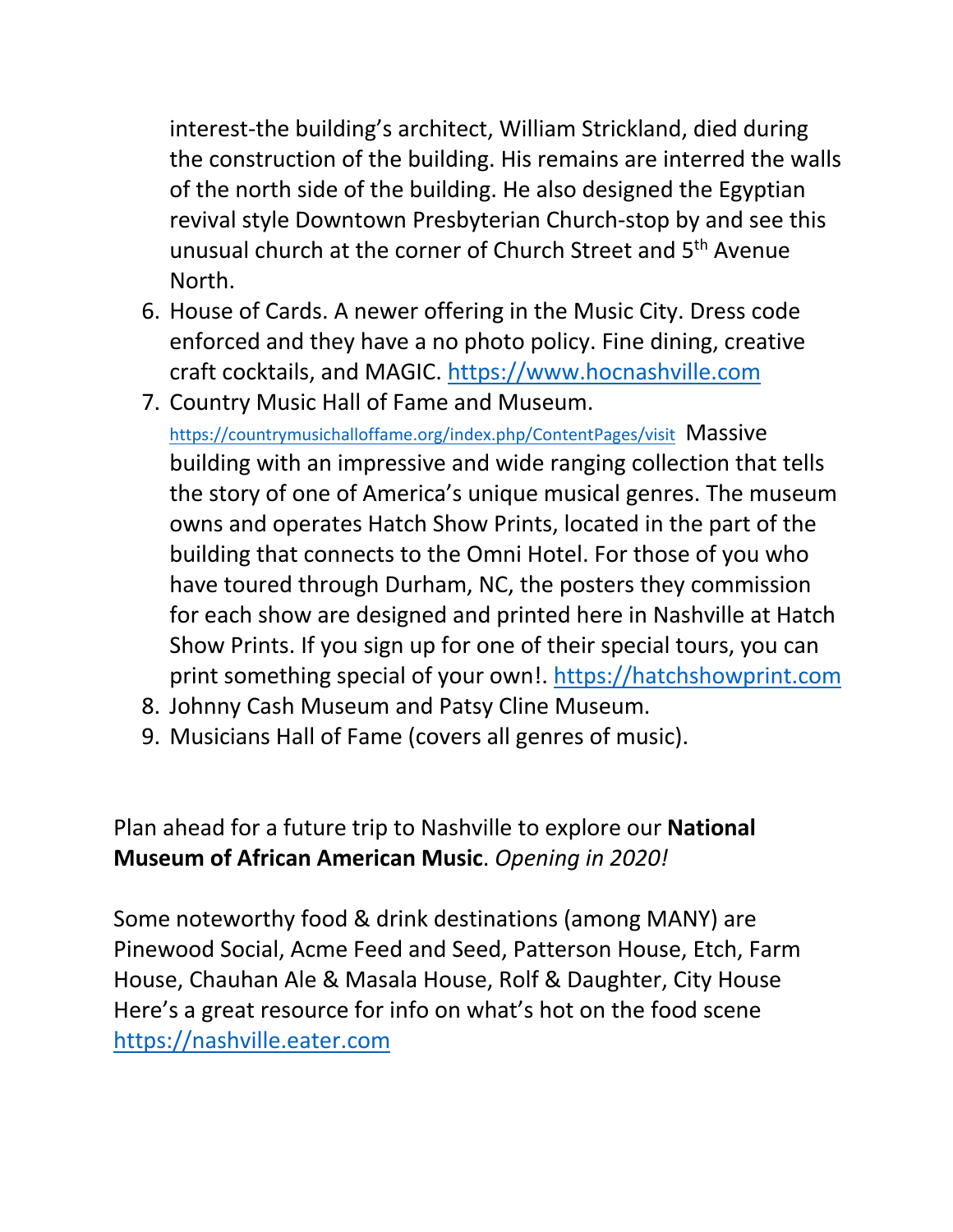interest-the building's architect, William Strickland, died during the construction of the building. His remains are interred the walls of the north side of the building. He also designed the Egyptian revival style Downtown Presbyterian Church-stop by and see this unusual church at the corner of Church Street and 5th Avenue North.

6. House of Cards. A newer offering in the Music City. Dress code enforced and they have a no photo policy. Fine dining, creative craft cocktails, and MAGIC. https://www.hocnashville.com
7. Country Music Hall of Fame and Museum. https://countrymusichalloffame.org/index.php/ContentPages/visit Massive building with an impressive and wide ranging collection that tells the story of one of America's unique musical genres. The museum owns and operates Hatch Show Prints, located in the part of the building that connects to the Omni Hotel. For those of you who have toured through Durham, NC, the posters they commission for each show are designed and printed here in Nashville at Hatch Show Prints. If you sign up for one of their special tours, you can print something special of your own!. https://hatchshowprint.com
8. Johnny Cash Museum and Patsy Cline Museum.
9. Musicians Hall of Fame (covers all genres of music).

Plan ahead for a future trip to Nashville to explore our **National Museum of African American Music**. *Opening in 2020!*

Some noteworthy food & drink destinations (among MANY) are Pinewood Social, Acme Feed and Seed, Patterson House, Etch, Farm House, Chauhan Ale & Masala House, Rolf & Daughter, City House Here's a great resource for info on what's hot on the food scene https://nashville.eater.com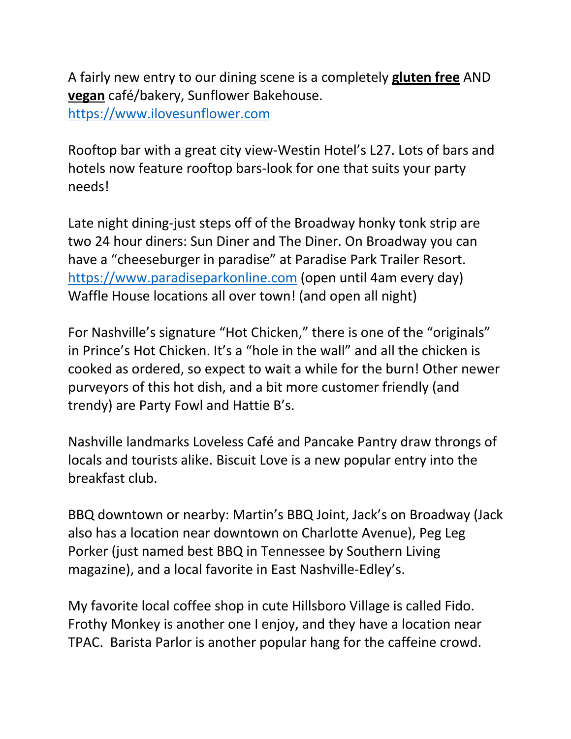A fairly new entry to our dining scene is a completely **gluten free** AND **vegan** café/bakery, Sunflower Bakehouse.
https://www.ilovesunflower.com

Rooftop bar with a great city view-Westin Hotel's L27. Lots of bars and hotels now feature rooftop bars-look for one that suits your party needs!

Late night dining-just steps off of the Broadway honky tonk strip are two 24 hour diners: Sun Diner and The Diner. On Broadway you can have a "cheeseburger in paradise" at Paradise Park Trailer Resort. https://www.paradiseparkonline.com (open until 4am every day)
Waffle House locations all over town! (and open all night)

For Nashville's signature "Hot Chicken," there is one of the "originals" in Prince's Hot Chicken. It's a "hole in the wall" and all the chicken is cooked as ordered, so expect to wait a while for the burn! Other newer purveyors of this hot dish, and a bit more customer friendly (and trendy) are Party Fowl and Hattie B's.

Nashville landmarks Loveless Café and Pancake Pantry draw throngs of locals and tourists alike. Biscuit Love is a new popular entry into the breakfast club.

BBQ downtown or nearby: Martin's BBQ Joint, Jack's on Broadway (Jack also has a location near downtown on Charlotte Avenue), Peg Leg Porker (just named best BBQ in Tennessee by Southern Living magazine), and a local favorite in East Nashville-Edley's.

My favorite local coffee shop in cute Hillsboro Village is called Fido. Frothy Monkey is another one I enjoy, and they have a location near TPAC. Barista Parlor is another popular hang for the caffeine crowd.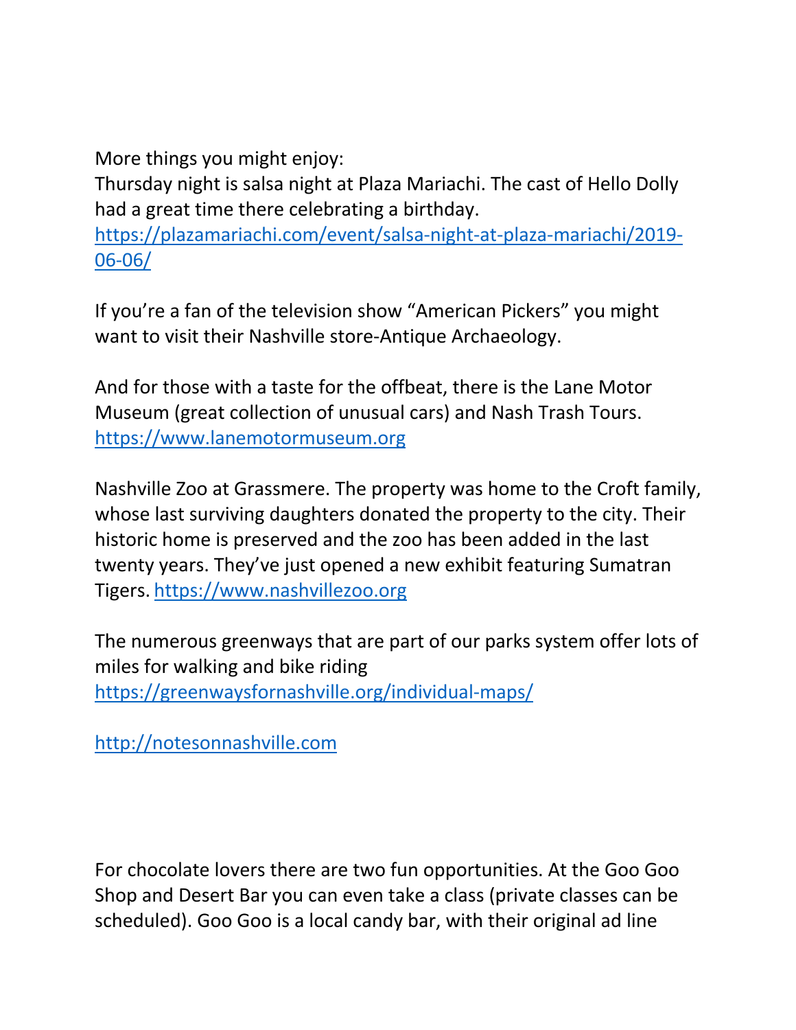More things you might enjoy:

Thursday night is salsa night at Plaza Mariachi. The cast of Hello Dolly had a great time there celebrating a birthday. https://plazamariachi.com/event/salsa-night-at-plaza-mariachi/2019-06-06/

If you're a fan of the television show "American Pickers" you might want to visit their Nashville store-Antique Archaeology.

And for those with a taste for the offbeat, there is the Lane Motor Museum (great collection of unusual cars) and Nash Trash Tours. https://www.lanemotormuseum.org

Nashville Zoo at Grassmere. The property was home to the Croft family, whose last surviving daughters donated the property to the city. Their historic home is preserved and the zoo has been added in the last twenty years. They've just opened a new exhibit featuring Sumatran Tigers. https://www.nashvillezoo.org

The numerous greenways that are part of our parks system offer lots of miles for walking and bike riding https://greenwaysfornashville.org/individual-maps/

http://notesonnashville.com

For chocolate lovers there are two fun opportunities. At the Goo Goo Shop and Desert Bar you can even take a class (private classes can be scheduled). Goo Goo is a local candy bar, with their original ad line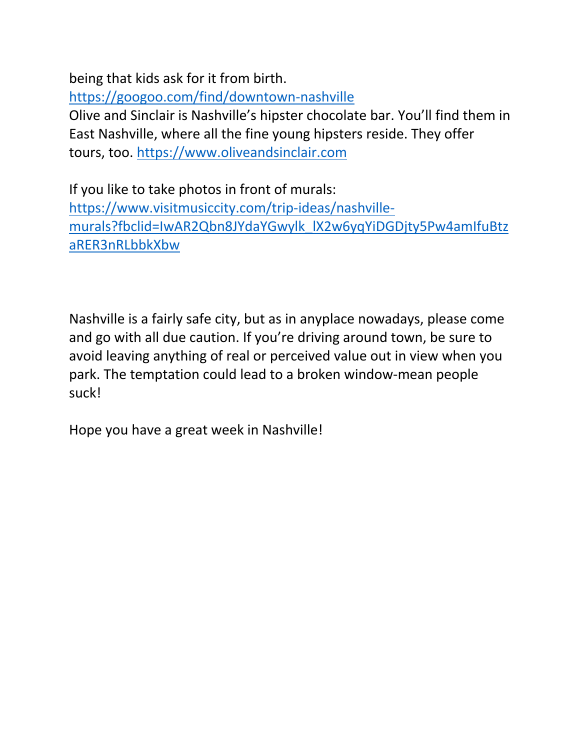being that kids ask for it from birth.
https://googoo.com/find/downtown-nashville
Olive and Sinclair is Nashville's hipster chocolate bar. You'll find them in East Nashville, where all the fine young hipsters reside. They offer tours, too. https://www.oliveandsinclair.com

If you like to take photos in front of murals:
https://www.visitmusiccity.com/trip-ideas/nashville-murals?fbclid=IwAR2Qbn8JYdaYGwylk_lX2w6yqYiDGDjty5Pw4amIfuBtzaRER3nRLbbkXbw

Nashville is a fairly safe city, but as in anyplace nowadays, please come and go with all due caution. If you're driving around town, be sure to avoid leaving anything of real or perceived value out in view when you park. The temptation could lead to a broken window-mean people suck!

Hope you have a great week in Nashville!